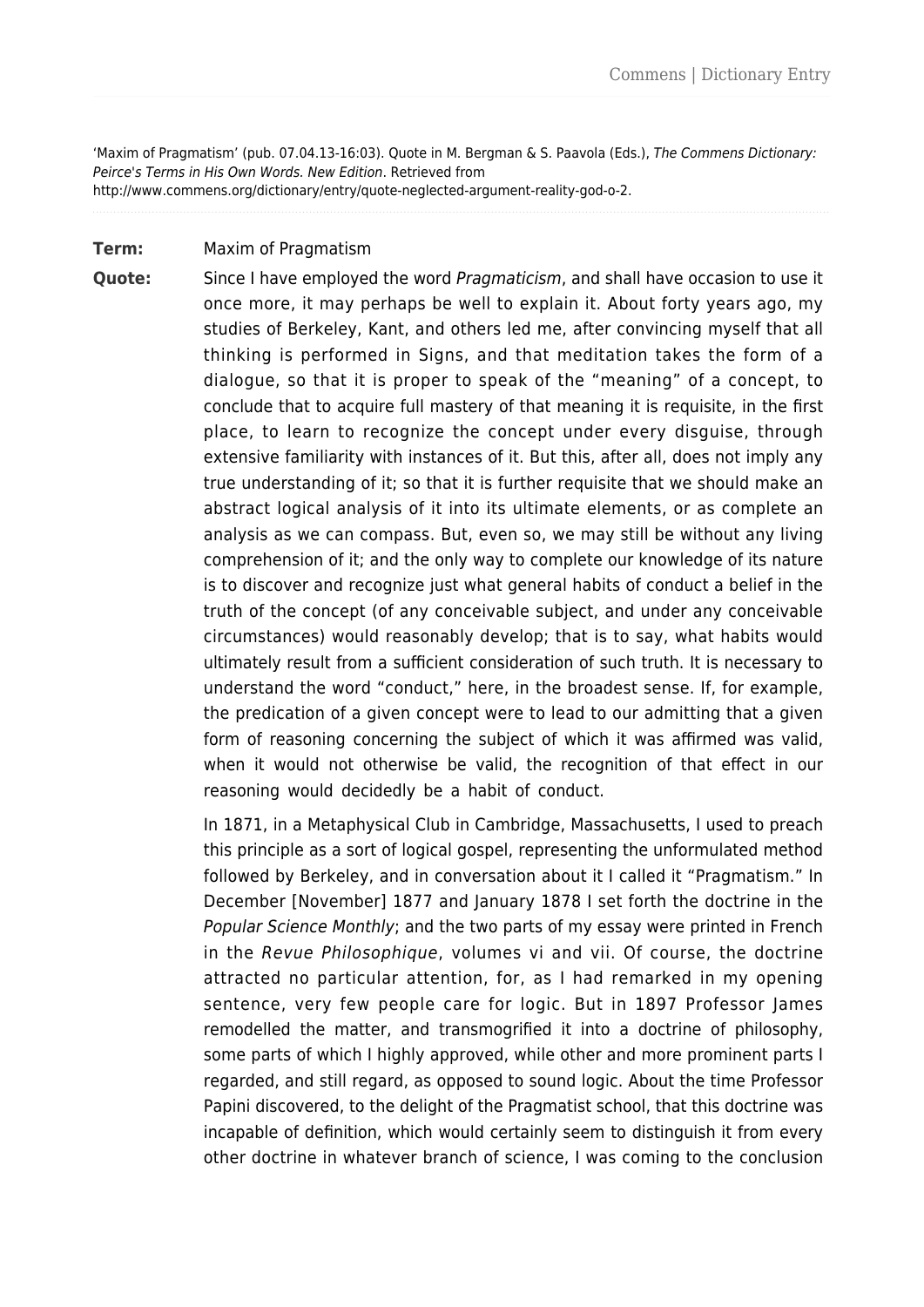'Maxim of Pragmatism' (pub. 07.04.13-16:03). Quote in M. Bergman & S. Paavola (Eds.), *The Commens Dictionary: Peirce's Terms in His Own Words. New Edition*. Retrieved from http://www.commens.org/dictionary/entry/quote-neglected-argument-reality-god-o-2.

**Term:** Maxim of Pragmatism

**Quote:** Since I have employed the word *Pragmaticism*, and shall have occasion to use it once more, it may perhaps be well to explain it. About forty years ago, my studies of Berkeley, Kant, and others led me, after convincing myself that all thinking is performed in Signs, and that meditation takes the form of a dialogue, so that it is proper to speak of the "meaning" of a concept, to conclude that to acquire full mastery of that meaning it is requisite, in the first place, to learn to recognize the concept under every disguise, through extensive familiarity with instances of it. But this, after all, does not imply any true understanding of it; so that it is further requisite that we should make an abstract logical analysis of it into its ultimate elements, or as complete an analysis as we can compass. But, even so, we may still be without any living comprehension of it; and the only way to complete our knowledge of its nature is to discover and recognize just what general habits of conduct a belief in the truth of the concept (of any conceivable subject, and under any conceivable circumstances) would reasonably develop; that is to say, what habits would ultimately result from a sufficient consideration of such truth. It is necessary to understand the word "conduct," here, in the broadest sense. If, for example, the predication of a given concept were to lead to our admitting that a given form of reasoning concerning the subject of which it was affirmed was valid, when it would not otherwise be valid, the recognition of that effect in our reasoning would decidedly be a habit of conduct.

In 1871, in a Metaphysical Club in Cambridge, Massachusetts, I used to preach this principle as a sort of logical gospel, representing the unformulated method followed by Berkeley, and in conversation about it I called it "Pragmatism." In December [November] 1877 and January 1878 I set forth the doctrine in the *Popular Science Monthly*; and the two parts of my essay were printed in French in the *Revue Philosophique*, volumes vi and vii. Of course, the doctrine attracted no particular attention, for, as I had remarked in my opening sentence, very few people care for logic. But in 1897 Professor James remodelled the matter, and transmogrified it into a doctrine of philosophy, some parts of which I highly approved, while other and more prominent parts I regarded, and still regard, as opposed to sound logic. About the time Professor Papini discovered, to the delight of the Pragmatist school, that this doctrine was incapable of definition, which would certainly seem to distinguish it from every other doctrine in whatever branch of science, I was coming to the conclusion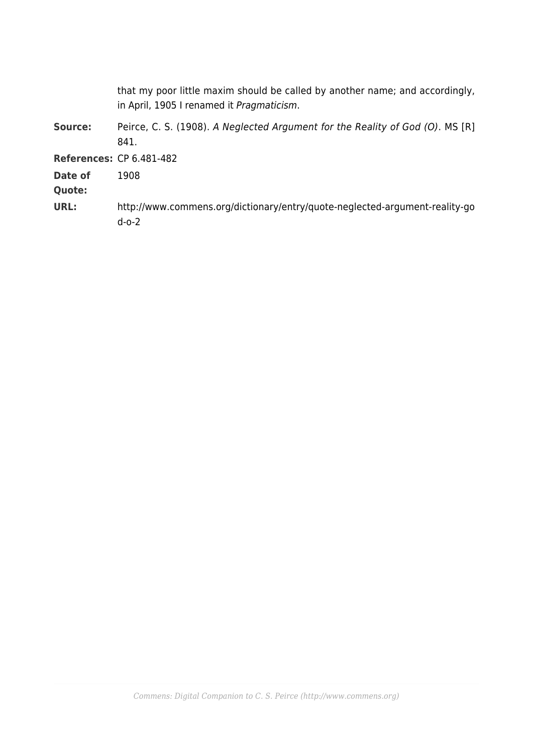that my poor little maxim should be called by another name; and accordingly, in April, 1905 I renamed it *Pragmaticism*.

**Source:** Peirce, C. S. (1908). *A Neglected Argument for the Reality of God (O)*. MS [R] 841.

**References:** CP 6.481-482

**Date of Quote:** 1908

**URL:** http://www.commens.org/dictionary/entry/quote-neglected-argument-reality-god-o-2